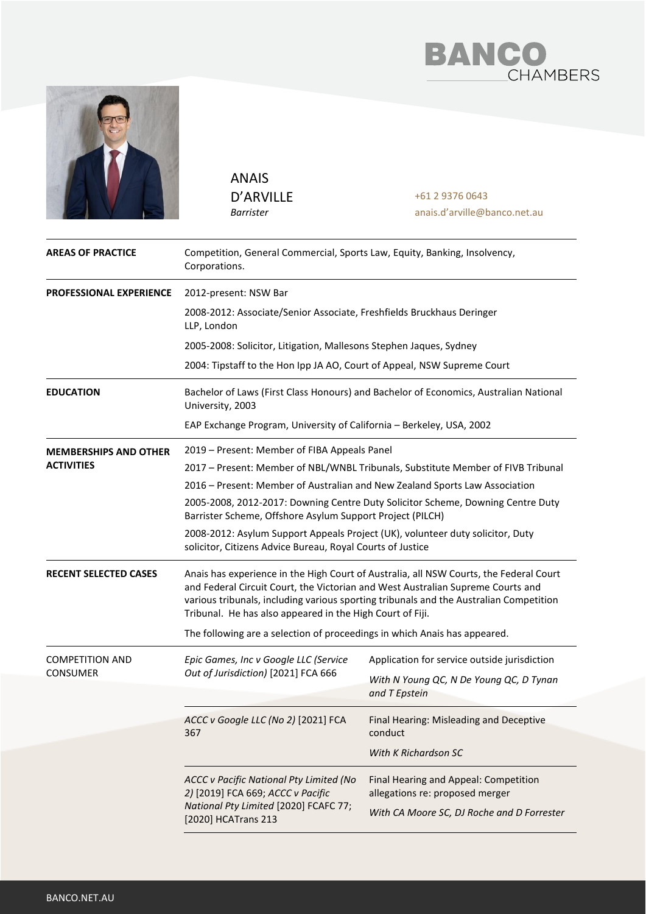BANCO CHAMBERS

# ANAIS D'ARVILLE

*Barrister*

+61 2 9376 0643
anais.d'arville@banco.net.au

**AREAS OF PRACTICE**

Competition, General Commercial, Sports Law, Equity, Banking, Insolvency, Corporations.

**PROFESSIONAL EXPERIENCE**

2012-present: NSW Bar

2008-2012: Associate/Senior Associate, Freshfields Bruckhaus Deringer LLP, London

2005-2008: Solicitor, Litigation, Mallesons Stephen Jaques, Sydney

2004: Tipstaff to the Hon Ipp JA AO, Court of Appeal, NSW Supreme Court

**EDUCATION**

Bachelor of Laws (First Class Honours) and Bachelor of Economics, Australian National University, 2003

EAP Exchange Program, University of California – Berkeley, USA, 2002

**MEMBERSHIPS AND OTHER ACTIVITIES**

2019 – Present: Member of FIBA Appeals Panel

2017 – Present: Member of NBL/WNBL Tribunals, Substitute Member of FIVB Tribunal

2016 – Present: Member of Australian and New Zealand Sports Law Association

2005-2008, 2012-2017: Downing Centre Duty Solicitor Scheme, Downing Centre Duty Barrister Scheme, Offshore Asylum Support Project (PILCH)

2008-2012: Asylum Support Appeals Project (UK), volunteer duty solicitor, Duty solicitor, Citizens Advice Bureau, Royal Courts of Justice

**RECENT SELECTED CASES**

Anais has experience in the High Court of Australia, all NSW Courts, the Federal Court and Federal Circuit Court, the Victorian and West Australian Supreme Courts and various tribunals, including various sporting tribunals and the Australian Competition Tribunal. He has also appeared in the High Court of Fiji.

The following are a selection of proceedings in which Anais has appeared.

| | | |
|---|---|---|
| COMPETITION AND CONSUMER | *Epic Games, Inc v Google LLC (Service Out of Jurisdiction)* [2021] FCA 666 | Application for service outside jurisdiction<br>*With N Young QC, N De Young QC, D Tynan and T Epstein* |
| | *ACCC v Google LLC (No 2)* [2021] FCA 367 | Final Hearing: Misleading and Deceptive conduct<br>*With K Richardson SC* |
| | *ACCC v Pacific National Pty Limited (No 2)* [2019] FCA 669; *ACCC v Pacific National Pty Limited* [2020] FCAFC 77; [2020] HCATrans 213 | Final Hearing and Appeal: Competition allegations re: proposed merger<br>*With CA Moore SC, DJ Roche and D Forrester* |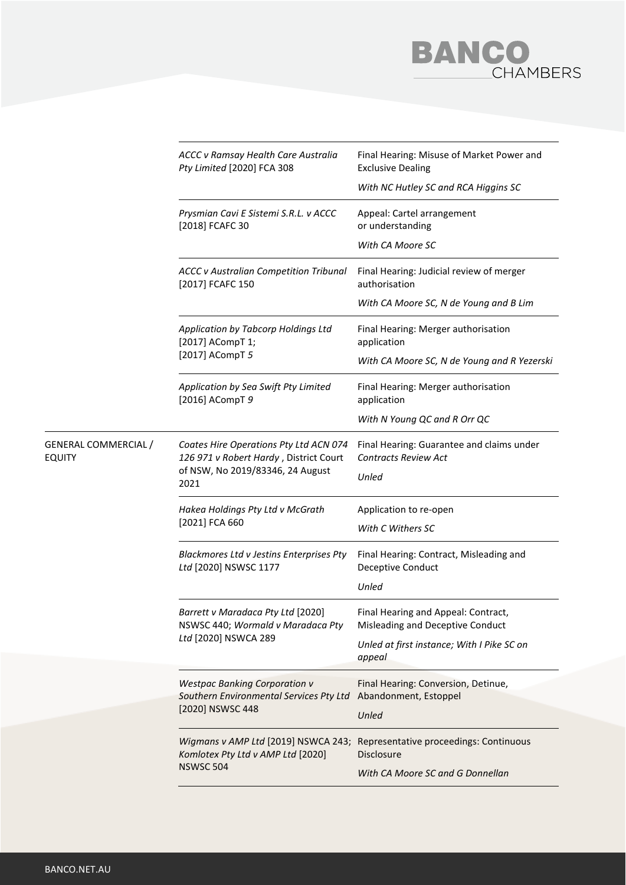| | | |
|---|---|---|
| | *ACCC v Ramsay Health Care Australia Pty Limited* [2020] FCA 308 | Final Hearing: Misuse of Market Power and Exclusive Dealing<br>*With NC Hutley SC and RCA Higgins SC* |
| | *Prysmian Cavi E Sistemi S.R.L. v ACCC* [2018] FCAFC 30 | Appeal: Cartel arrangement or understanding<br>*With CA Moore SC* |
| | *ACCC v Australian Competition Tribunal* [2017] FCAFC 150 | Final Hearing: Judicial review of merger authorisation<br>*With CA Moore SC, N de Young and B Lim* |
| | *Application by Tabcorp Holdings Ltd* [2017] ACompT 1; [2017] ACompT *5* | Final Hearing: Merger authorisation application<br>*With CA Moore SC, N de Young and R Yezerski* |
| | *Application by Sea Swift Pty Limited* [2016] ACompT *9* | Final Hearing: Merger authorisation application<br>*With N Young QC and R Orr QC* |
| GENERAL COMMERCIAL / EQUITY | *Coates Hire Operations Pty Ltd ACN 074 126 971 v Robert Hardy* , District Court of NSW, No 2019/83346, 24 August 2021 | Final Hearing: Guarantee and claims under *Contracts Review Act*<br>*Unled* |
| | *Hakea Holdings Pty Ltd v McGrath* [2021] FCA 660 | Application to re-open<br>*With C Withers SC* |
| | *Blackmores Ltd v Jestins Enterprises Pty Ltd* [2020] NSWSC 1177 | Final Hearing: Contract, Misleading and Deceptive Conduct<br>*Unled* |
| | *Barrett v Maradaca Pty Ltd* [2020] NSWSC 440; *Wormald v Maradaca Pty Ltd* [2020] NSWCA 289 | Final Hearing and Appeal: Contract, Misleading and Deceptive Conduct<br>*Unled at first instance; With I Pike SC on appeal* |
| | *Westpac Banking Corporation v Southern Environmental Services Pty Ltd* [2020] NSWSC 448 | Final Hearing: Conversion, Detinue, Abandonment, Estoppel<br>*Unled* |
| | *Wigmans v AMP Ltd* [2019] NSWCA 243; *Komlotex Pty Ltd v AMP Ltd* [2020] NSWSC 504 | Representative proceedings: Continuous Disclosure<br>*With CA Moore SC and G Donnellan* |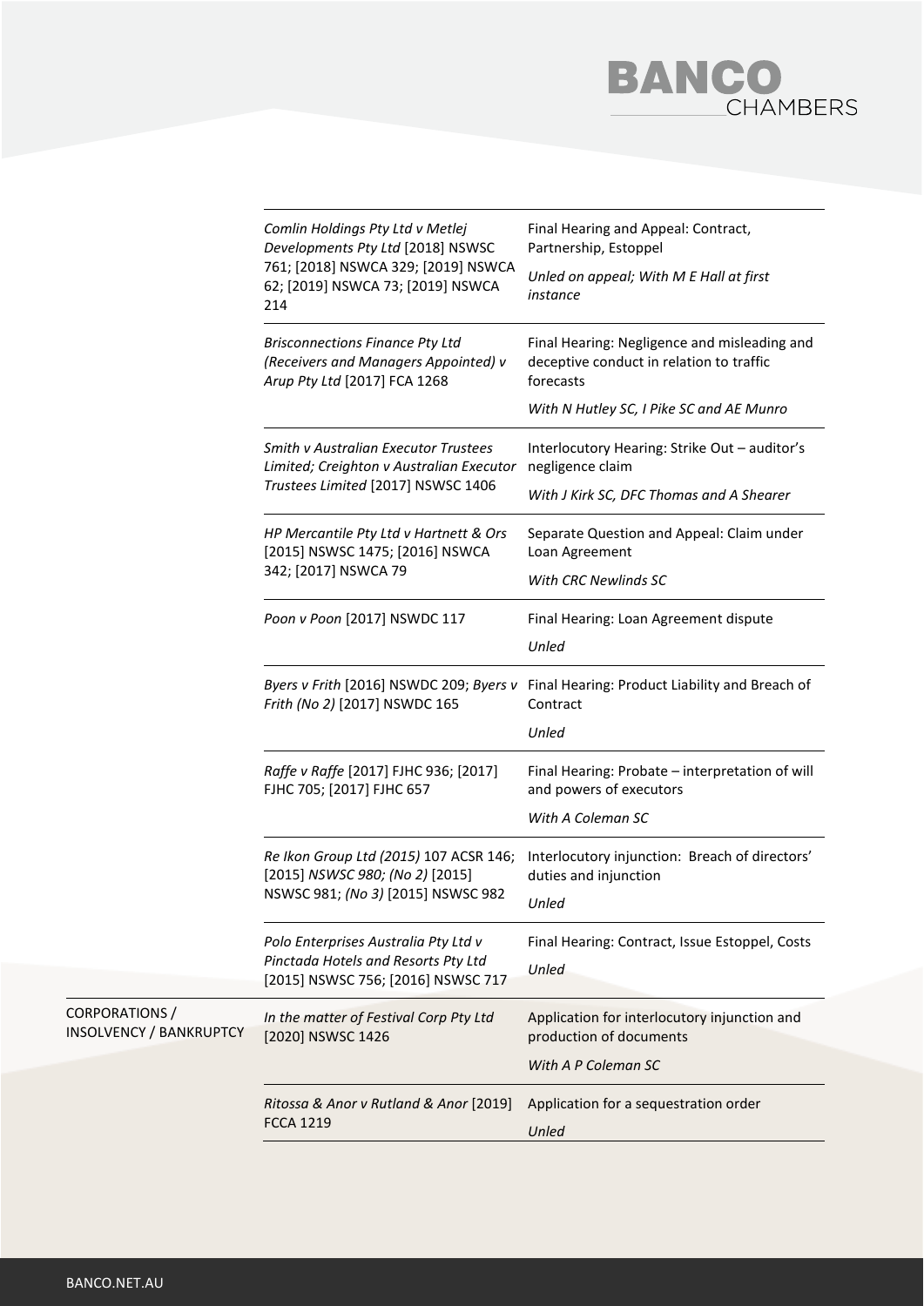| | | |
|---|---|---|
| | *Comlin Holdings Pty Ltd v Metlej Developments Pty Ltd* [2018] NSWSC 761; [2018] NSWCA 329; [2019] NSWCA 62; [2019] NSWCA 73; [2019] NSWCA 214 | Final Hearing and Appeal: Contract, Partnership, Estoppel<br>*Unled on appeal; With M E Hall at first instance* |
| | *Brisconnections Finance Pty Ltd (Receivers and Managers Appointed) v Arup Pty Ltd* [2017] FCA 1268 | Final Hearing: Negligence and misleading and deceptive conduct in relation to traffic forecasts<br>*With N Hutley SC, I Pike SC and AE Munro* |
| | *Smith v Australian Executor Trustees Limited; Creighton v Australian Executor Trustees Limited* [2017] NSWSC 1406 | Interlocutory Hearing: Strike Out – auditor's negligence claim<br>*With J Kirk SC, DFC Thomas and A Shearer* |
| | *HP Mercantile Pty Ltd v Hartnett & Ors* [2015] NSWSC 1475; [2016] NSWCA 342; [2017] NSWCA 79 | Separate Question and Appeal: Claim under Loan Agreement<br>*With CRC Newlinds SC* |
| | *Poon v Poon* [2017] NSWDC 117 | Final Hearing: Loan Agreement dispute<br>*Unled* |
| | *Byers v Frith* [2016] NSWDC 209; *Byers v Frith (No 2)* [2017] NSWDC 165 | Final Hearing: Product Liability and Breach of Contract<br>*Unled* |
| | *Raffe v Raffe* [2017] FJHC 936; [2017] FJHC 705; [2017] FJHC 657 | Final Hearing: Probate – interpretation of will and powers of executors<br>*With A Coleman SC* |
| | *Re Ikon Group Ltd (2015)* 107 ACSR 146; [2015] *NSWSC 980; (No 2)* [2015] NSWSC 981; *(No 3)* [2015] NSWSC 982 | Interlocutory injunction: Breach of directors' duties and injunction<br>*Unled* |
| | *Polo Enterprises Australia Pty Ltd v Pinctada Hotels and Resorts Pty Ltd* [2015] NSWSC 756; [2016] NSWSC 717 | Final Hearing: Contract, Issue Estoppel, Costs<br>*Unled* |
| CORPORATIONS / INSOLVENCY / BANKRUPTCY | *In the matter of Festival Corp Pty Ltd* [2020] NSWSC 1426 | Application for interlocutory injunction and production of documents<br>*With A P Coleman SC* |
| | *Ritossa & Anor v Rutland & Anor* [2019] FCCA 1219 | Application for a sequestration order<br>*Unled* |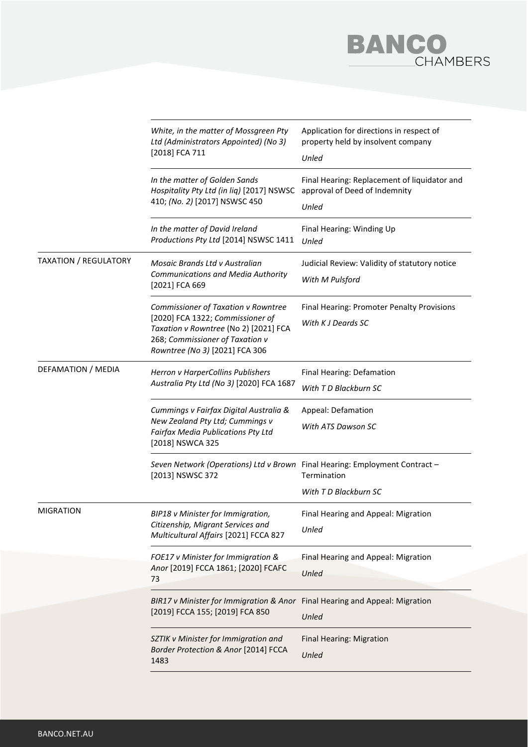| | | |
|---|---|---|
| | *White, in the matter of Mossgreen Pty Ltd (Administrators Appointed) (No 3)* [2018] FCA 711 | Application for directions in respect of property held by insolvent company<br>*Unled* |
| | *In the matter of Golden Sands Hospitality Pty Ltd (in liq)* [2017] NSWSC 410; *(No. 2)* [2017] NSWSC 450 | Final Hearing: Replacement of liquidator and approval of Deed of Indemnity<br>*Unled* |
| | *In the matter of David Ireland Productions Pty Ltd* [2014] NSWSC 1411 | Final Hearing: Winding Up<br>*Unled* |
| TAXATION / REGULATORY | *Mosaic Brands Ltd v Australian Communications and Media Authority* [2021] FCA 669 | Judicial Review: Validity of statutory notice<br>*With M Pulsford* |
| | *Commissioner of Taxation v Rowntree* [2020] FCA 1322; *Commissioner of Taxation v Rowntree* (No 2) [2021] FCA 268; *Commissioner of Taxation v Rowntree (No 3)* [2021] FCA 306 | Final Hearing: Promoter Penalty Provisions<br>*With K J Deards SC* |
| DEFAMATION / MEDIA | *Herron v HarperCollins Publishers Australia Pty Ltd (No 3)* [2020] FCA 1687 | Final Hearing: Defamation<br>*With T D Blackburn SC* |
| | *Cummings v Fairfax Digital Australia & New Zealand Pty Ltd; Cummings v Fairfax Media Publications Pty Ltd* [2018] NSWCA 325 | Appeal: Defamation<br>*With ATS Dawson SC* |
| | *Seven Network (Operations) Ltd v Brown* [2013] NSWSC 372 | Final Hearing: Employment Contract – Termination<br>*With T D Blackburn SC* |
| MIGRATION | *BIP18 v Minister for Immigration, Citizenship, Migrant Services and Multicultural Affairs* [2021] FCCA 827 | Final Hearing and Appeal: Migration<br>*Unled* |
| | *FOE17 v Minister for Immigration & Anor* [2019] FCCA 1861; [2020] FCAFC 73 | Final Hearing and Appeal: Migration<br>*Unled* |
| | *BIR17 v Minister for Immigration & Anor* [2019] FCCA 155; [2019] FCA 850 | Final Hearing and Appeal: Migration<br>*Unled* |
| | *SZTIK v Minister for Immigration and Border Protection & Anor* [2014] FCCA 1483 | Final Hearing: Migration<br>*Unled* |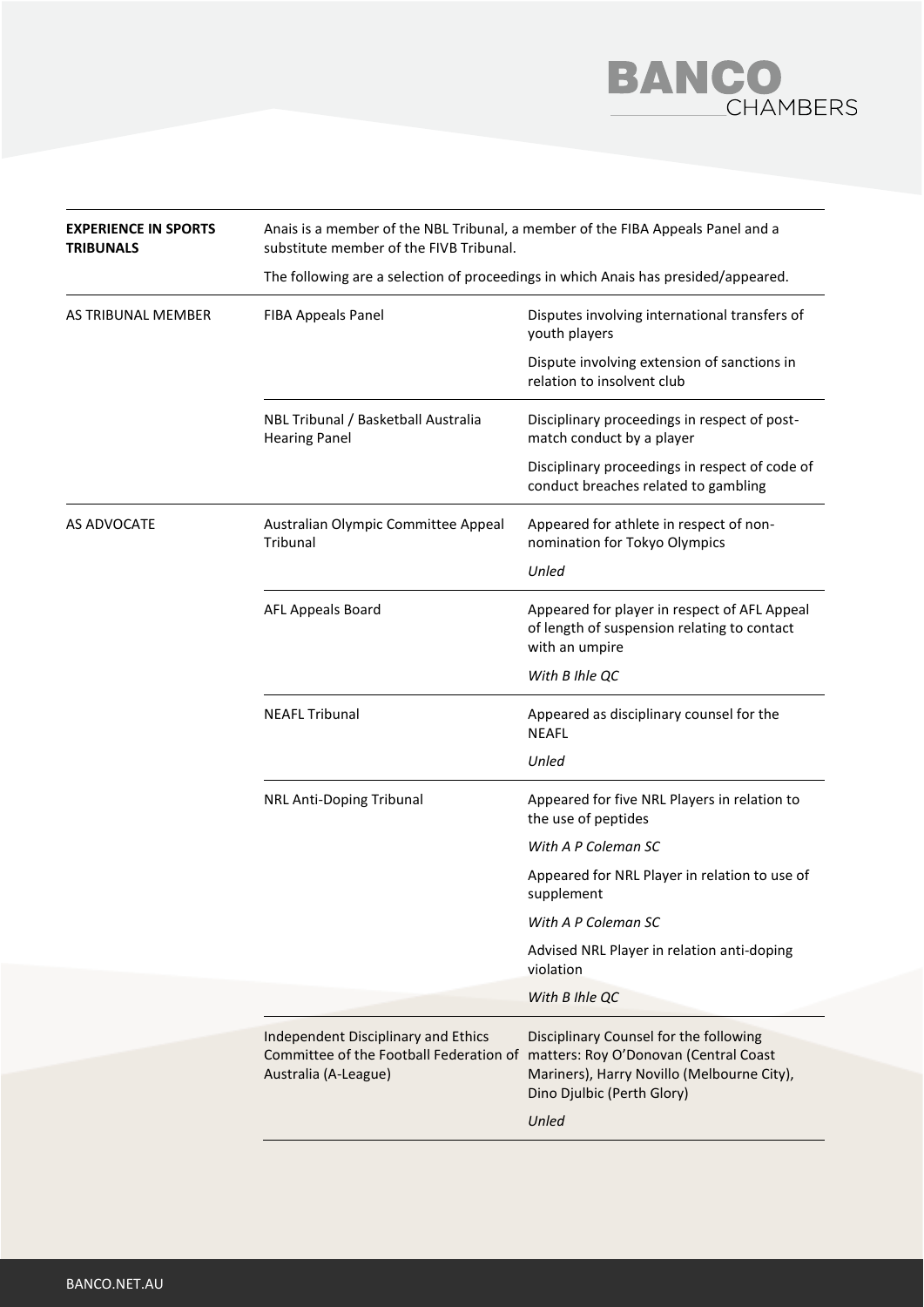| | | |
|---|---|---|
| **EXPERIENCE IN SPORTS TRIBUNALS** | Anais is a member of the NBL Tribunal, a member of the FIBA Appeals Panel and a substitute member of the FIVB Tribunal.<br><br>The following are a selection of proceedings in which Anais has presided/appeared. | |
| AS TRIBUNAL MEMBER | FIBA Appeals Panel | Disputes involving international transfers of youth players<br><br>Dispute involving extension of sanctions in relation to insolvent club |
| | NBL Tribunal / Basketball Australia Hearing Panel | Disciplinary proceedings in respect of post-match conduct by a player<br><br>Disciplinary proceedings in respect of code of conduct breaches related to gambling |
| AS ADVOCATE | Australian Olympic Committee Appeal Tribunal | Appeared for athlete in respect of non-nomination for Tokyo Olympics<br><br>*Unled* |
| | AFL Appeals Board | Appeared for player in respect of AFL Appeal of length of suspension relating to contact with an umpire<br><br>*With B Ihle QC* |
| | NEAFL Tribunal | Appeared as disciplinary counsel for the NEAFL<br><br>*Unled* |
| | NRL Anti-Doping Tribunal | Appeared for five NRL Players in relation to the use of peptides<br><br>*With A P Coleman SC*<br><br>Appeared for NRL Player in relation to use of supplement<br><br>*With A P Coleman SC*<br><br>Advised NRL Player in relation anti-doping violation<br><br>*With B Ihle QC* |
| | Independent Disciplinary and Ethics Committee of the Football Federation of Australia (A-League) | Disciplinary Counsel for the following matters: Roy O'Donovan (Central Coast Mariners), Harry Novillo (Melbourne City), Dino Djulbic (Perth Glory)<br><br>*Unled* |